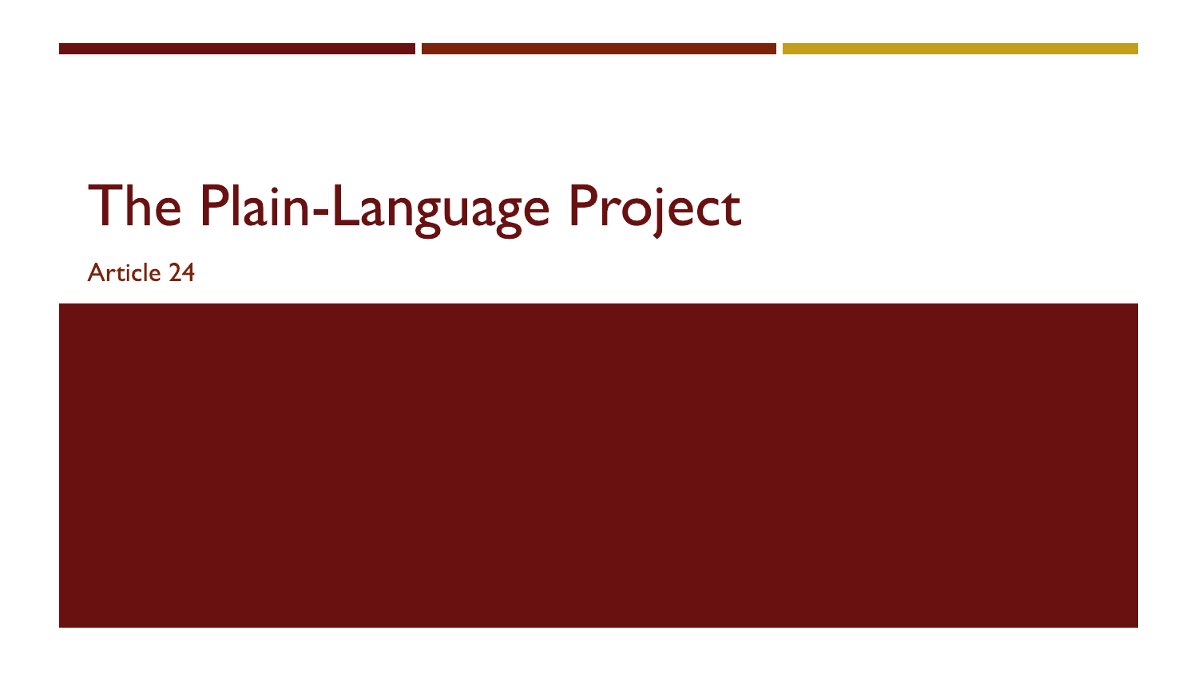# The Plain-Language Project

Article 24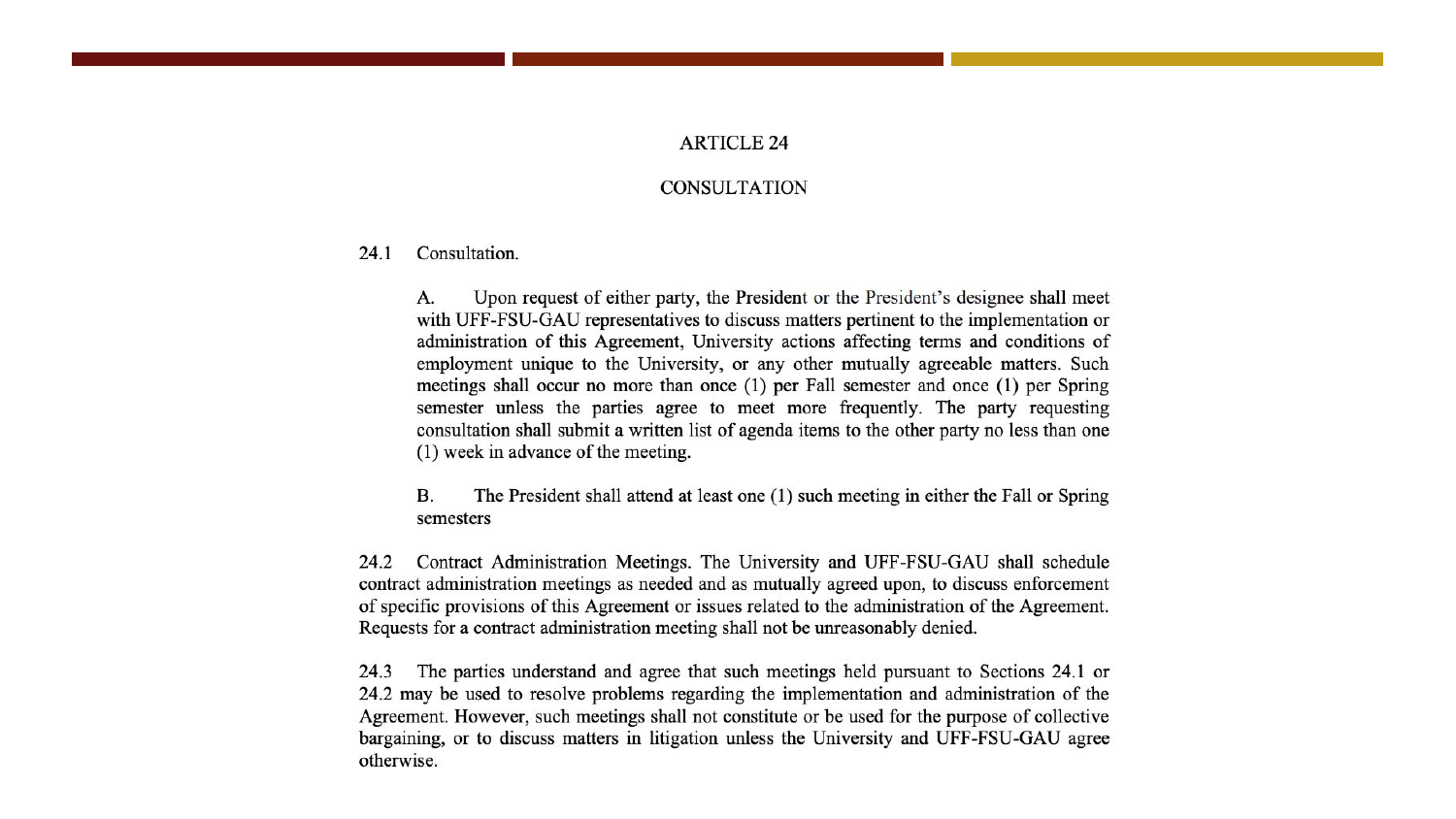# ARTICLE 24

## CONSULTATION

24.1 Consultation.

A. Upon request of either party, the President or the President's designee shall meet with UFF-FSU-GAU representatives to discuss matters pertinent to the implementation or administration of this Agreement, University actions affecting terms and conditions of employment unique to the University, or any other mutually agreeable matters. Such meetings shall occur no more than once (1) per Fall semester and once (1) per Spring semester unless the parties agree to meet more frequently. The party requesting consultation shall submit a written list of agenda items to the other party no less than one (1) week in advance of the meeting.

B. The President shall attend at least one (1) such meeting in either the Fall or Spring semesters

24.2 Contract Administration Meetings. The University and UFF-FSU-GAU shall schedule contract administration meetings as needed and as mutually agreed upon, to discuss enforcement of specific provisions of this Agreement or issues related to the administration of the Agreement. Requests for a contract administration meeting shall not be unreasonably denied.

24.3 The parties understand and agree that such meetings held pursuant to Sections 24.1 or 24.2 may be used to resolve problems regarding the implementation and administration of the Agreement. However, such meetings shall not constitute or be used for the purpose of collective bargaining, or to discuss matters in litigation unless the University and UFF-FSU-GAU agree otherwise.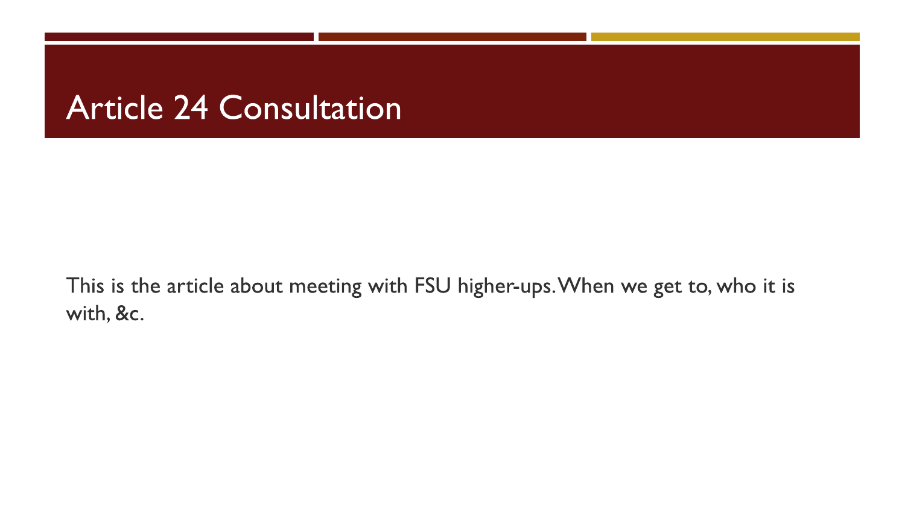# Article 24 Consultation

This is the article about meeting with FSU higher-ups. When we get to, who it is with, &c.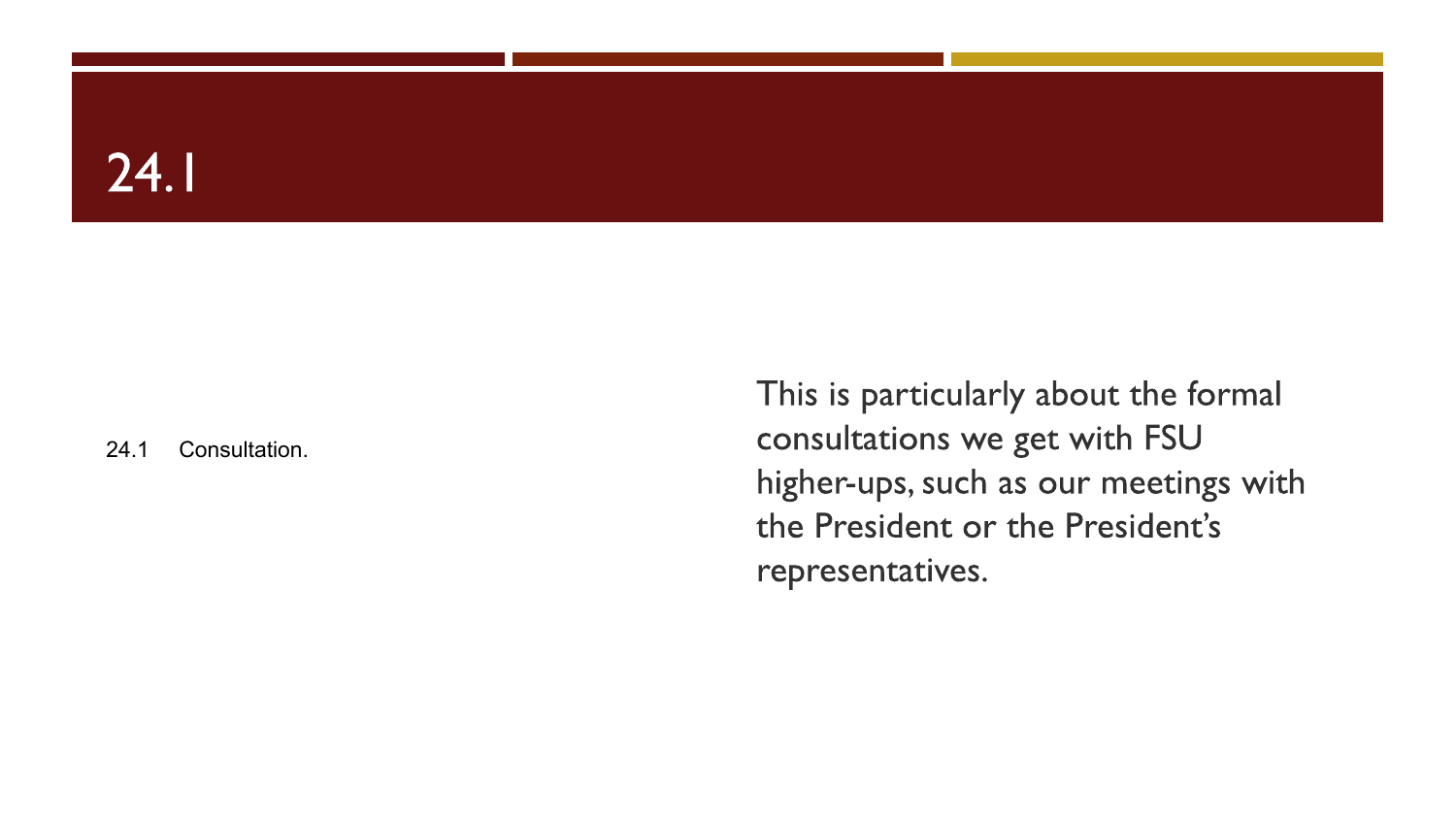# 24.1

24.1 Consultation.

This is particularly about the formal consultations we get with FSU higher-ups, such as our meetings with the President or the President's representatives.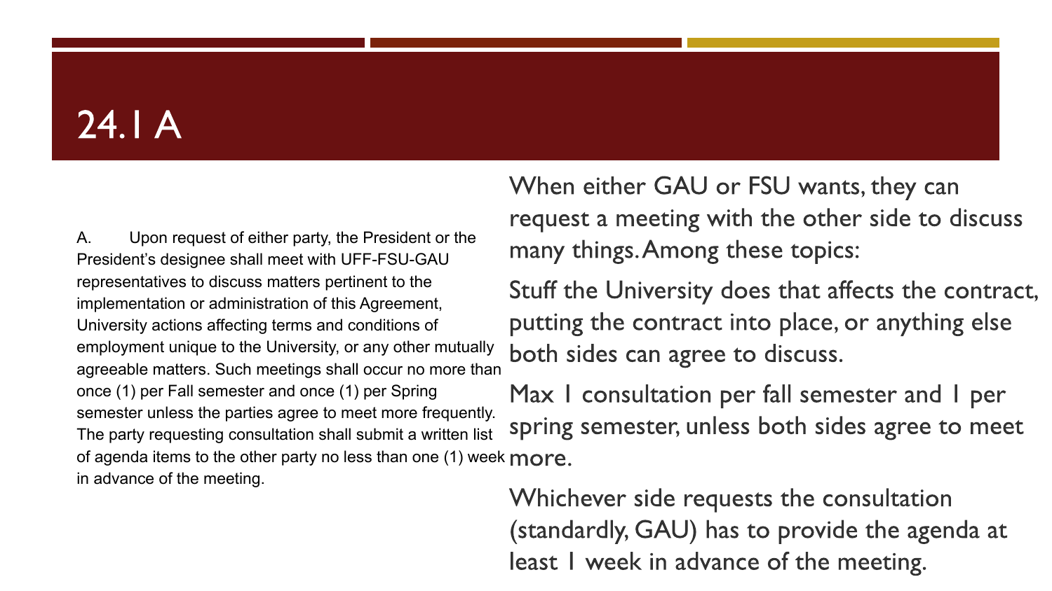# 24.1 A

A. Upon request of either party, the President or the President's designee shall meet with UFF-FSU-GAU representatives to discuss matters pertinent to the implementation or administration of this Agreement, University actions affecting terms and conditions of employment unique to the University, or any other mutually agreeable matters. Such meetings shall occur no more than once (1) per Fall semester and once (1) per Spring semester unless the parties agree to meet more frequently. The party requesting consultation shall submit a written list of agenda items to the other party no less than one (1) week in advance of the meeting.

When either GAU or FSU wants, they can request a meeting with the other side to discuss many things. Among these topics:

Stuff the University does that affects the contract, putting the contract into place, or anything else both sides can agree to discuss.

Max 1 consultation per fall semester and 1 per spring semester, unless both sides agree to meet more.

Whichever side requests the consultation (standardly, GAU) has to provide the agenda at least 1 week in advance of the meeting.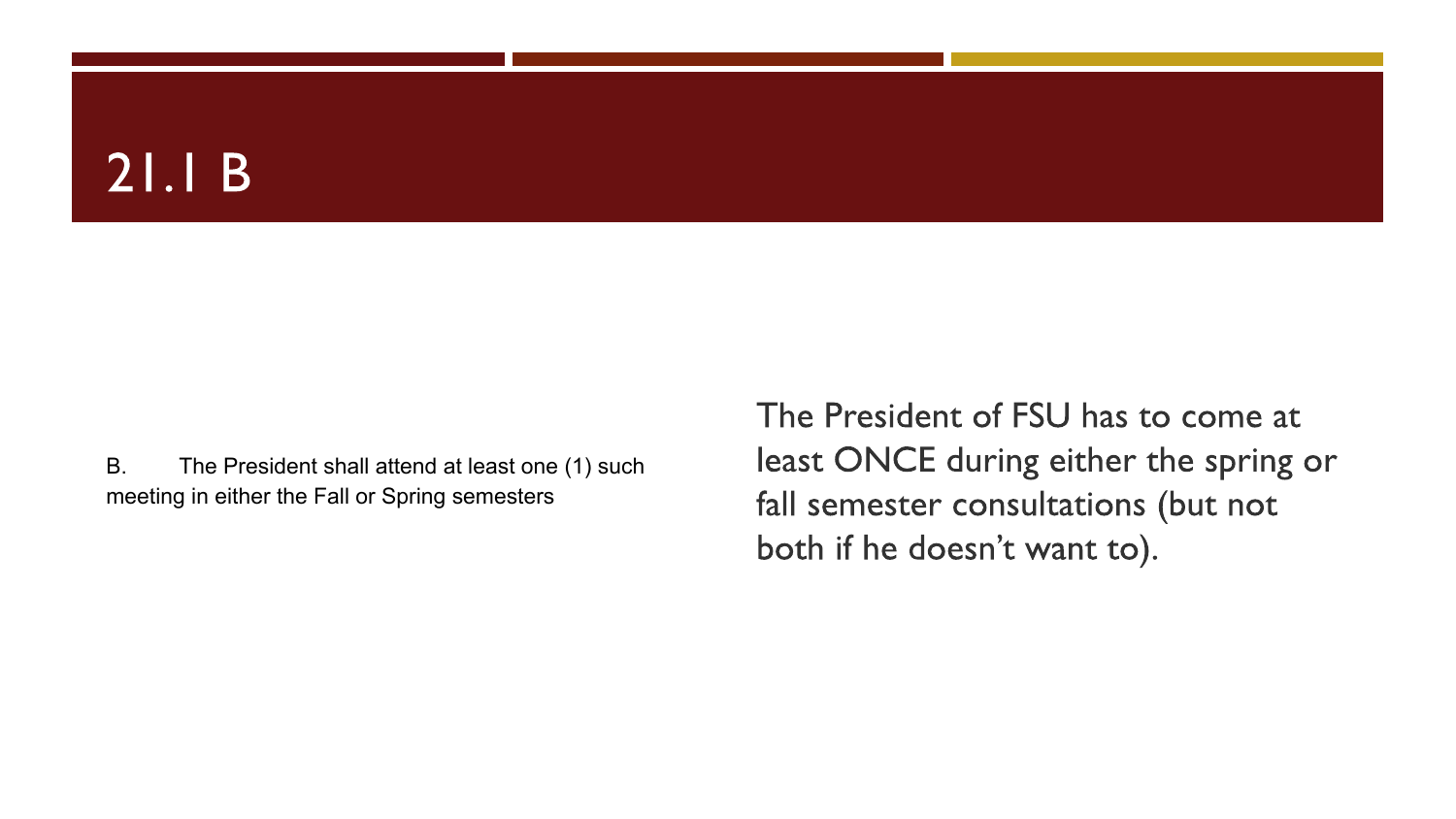# 21.1 B

B. The President shall attend at least one (1) such meeting in either the Fall or Spring semesters

The President of FSU has to come at least ONCE during either the spring or fall semester consultations (but not both if he doesn't want to).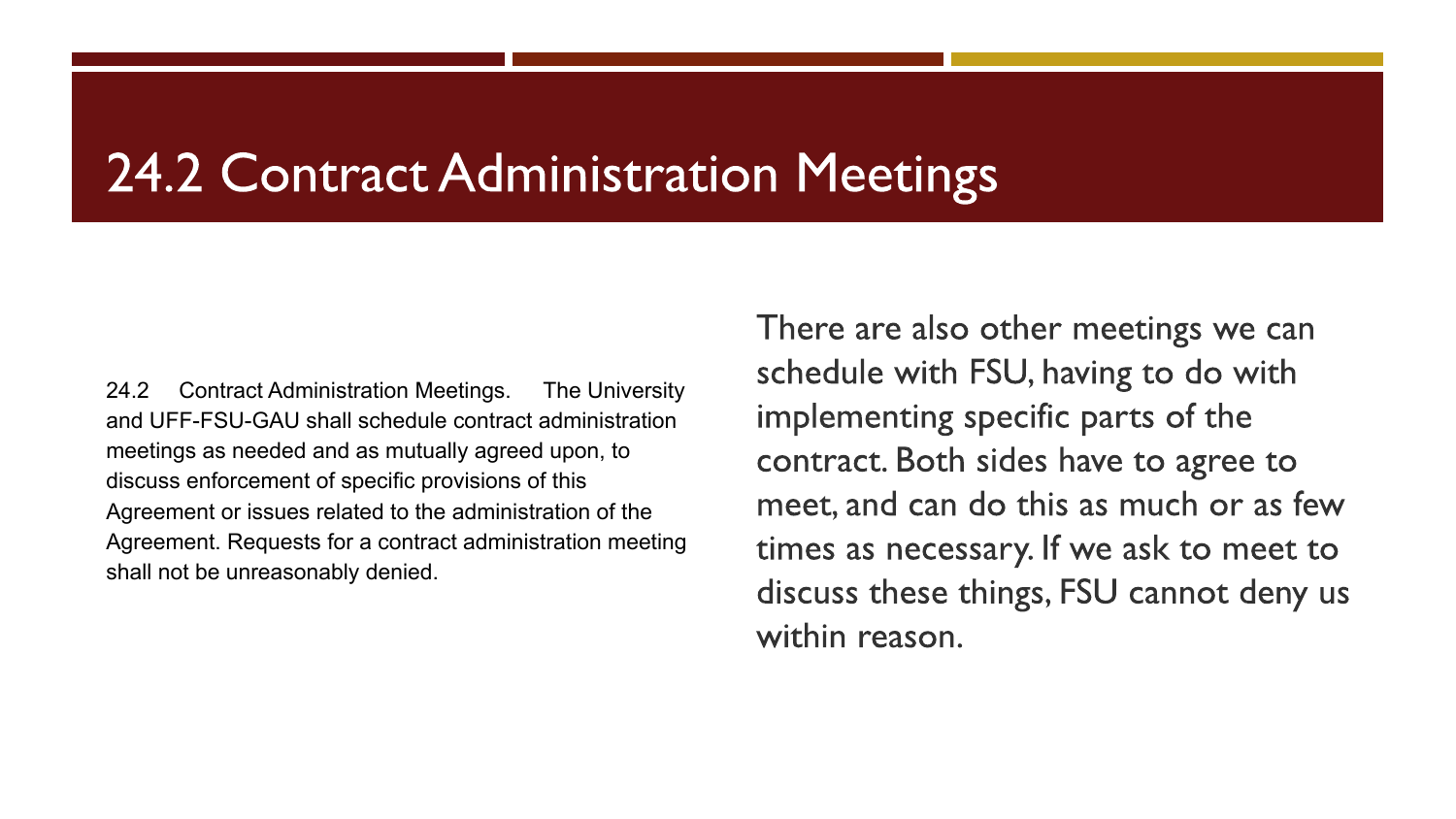# 24.2 Contract Administration Meetings

24.2 Contract Administration Meetings. The University and UFF-FSU-GAU shall schedule contract administration meetings as needed and as mutually agreed upon, to discuss enforcement of specific provisions of this Agreement or issues related to the administration of the Agreement. Requests for a contract administration meeting shall not be unreasonably denied.

There are also other meetings we can schedule with FSU, having to do with implementing specific parts of the contract. Both sides have to agree to meet, and can do this as much or as few times as necessary. If we ask to meet to discuss these things, FSU cannot deny us within reason.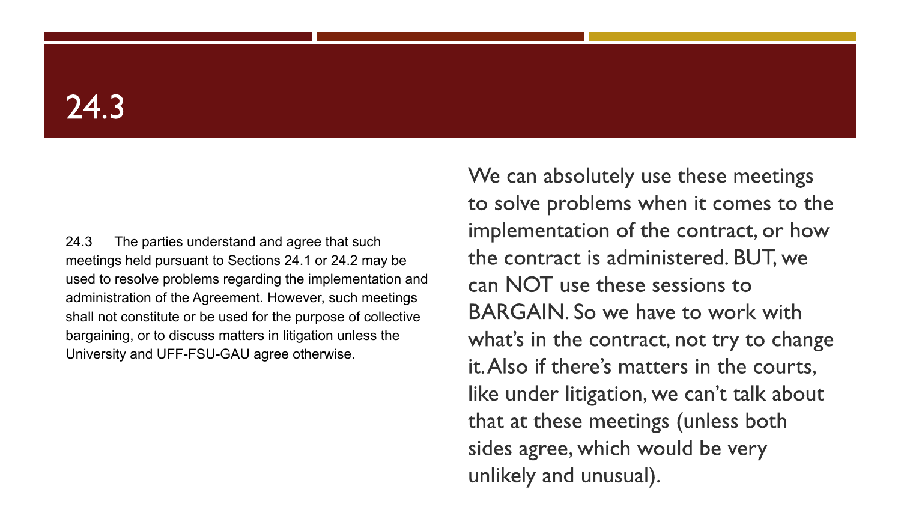# 24.3

24.3 The parties understand and agree that such meetings held pursuant to Sections 24.1 or 24.2 may be used to resolve problems regarding the implementation and administration of the Agreement. However, such meetings shall not constitute or be used for the purpose of collective bargaining, or to discuss matters in litigation unless the University and UFF-FSU-GAU agree otherwise.

We can absolutely use these meetings to solve problems when it comes to the implementation of the contract, or how the contract is administered. BUT, we can NOT use these sessions to BARGAIN. So we have to work with what's in the contract, not try to change it. Also if there's matters in the courts, like under litigation, we can't talk about that at these meetings (unless both sides agree, which would be very unlikely and unusual).